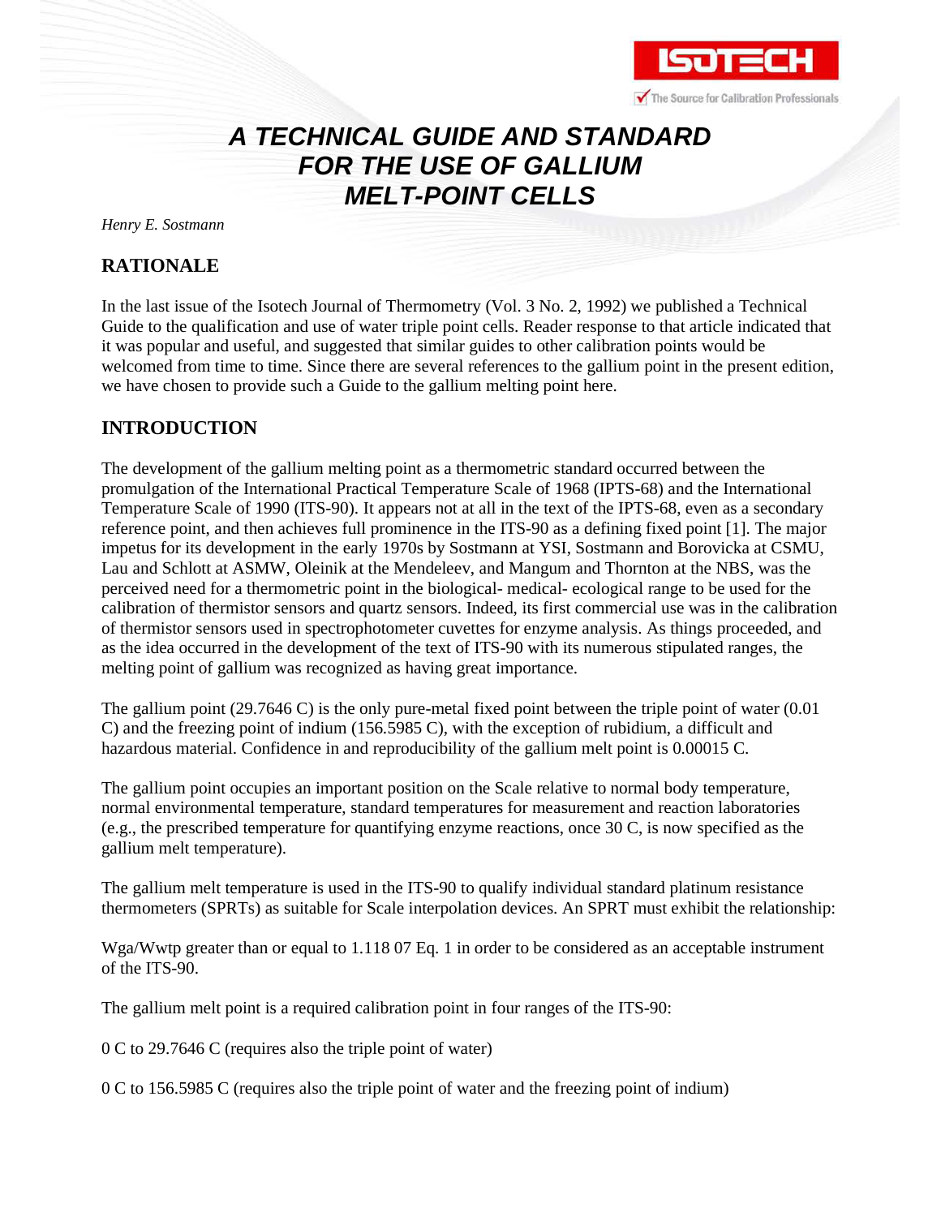# A TECHNICAL GUIDE AND STANDARD FOR THE USE OF GALLIUM MELT-POINT CELLS

*Henry E. Sostmann*

## RATIONALE

In the last issue of the Isotech Journal of Thermometry (Vol. 3 No. 2, 1992) we published a Technical Guide to the qualification and use of water triple point cells. Reader response to that article indicated that it was popular and useful, and suggested that similar guides to other calibration points would be welcomed from time to time. Since there are several references to the gallium point in the present edition, we have chosen to provide such a Guide to the gallium melting point here.

## INTRODUCTION

The development of the gallium melting point as a thermometric standard occurred between the promulgation of the International Practical Temperature Scale of 1968 (IPTS-68) and the International Temperature Scale of 1990 (ITS-90). It appears not at all in the text of the IPTS-68, even as a secondary reference point, and then achieves full prominence in the ITS-90 as a defining fixed point [1]. The major impetus for its development in the early 1970s by Sostmann at YSI, Sostmann and Borovicka at CSMU, Lau and Schlott at ASMW, Oleinik at the Mendeleev, and Mangum and Thornton at the NBS, was the perceived need for a thermometric point in the biological- medical- ecological range to be used for the calibration of thermistor sensors and quartz sensors. Indeed, its first commercial use was in the calibration of thermistor sensors used in spectrophotometer cuvettes for enzyme analysis. As things proceeded, and as the idea occurred in the development of the text of ITS-90 with its numerous stipulated ranges, the melting point of gallium was recognized as having great importance.

The gallium point (29.7646 C) is the only pure-metal fixed point between the triple point of water (0.01 C) and the freezing point of indium (156.5985 C), with the exception of rubidium, a difficult and hazardous material. Confidence in and reproducibility of the gallium melt point is 0.00015 C.

The gallium point occupies an important position on the Scale relative to normal body temperature, normal environmental temperature, standard temperatures for measurement and reaction laboratories (e.g., the prescribed temperature for quantifying enzyme reactions, once 30 C, is now specified as the gallium melt temperature).

The gallium melt temperature is used in the ITS-90 to qualify individual standard platinum resistance thermometers (SPRTs) as suitable for Scale interpolation devices. An SPRT must exhibit the relationship:

Wga/Wwtp greater than or equal to 1.118 07 Eq. 1 in order to be considered as an acceptable instrument of the ITS-90.

The gallium melt point is a required calibration point in four ranges of the ITS-90:

0 C to 29.7646 C (requires also the triple point of water)

0 C to 156.5985 C (requires also the triple point of water and the freezing point of indium)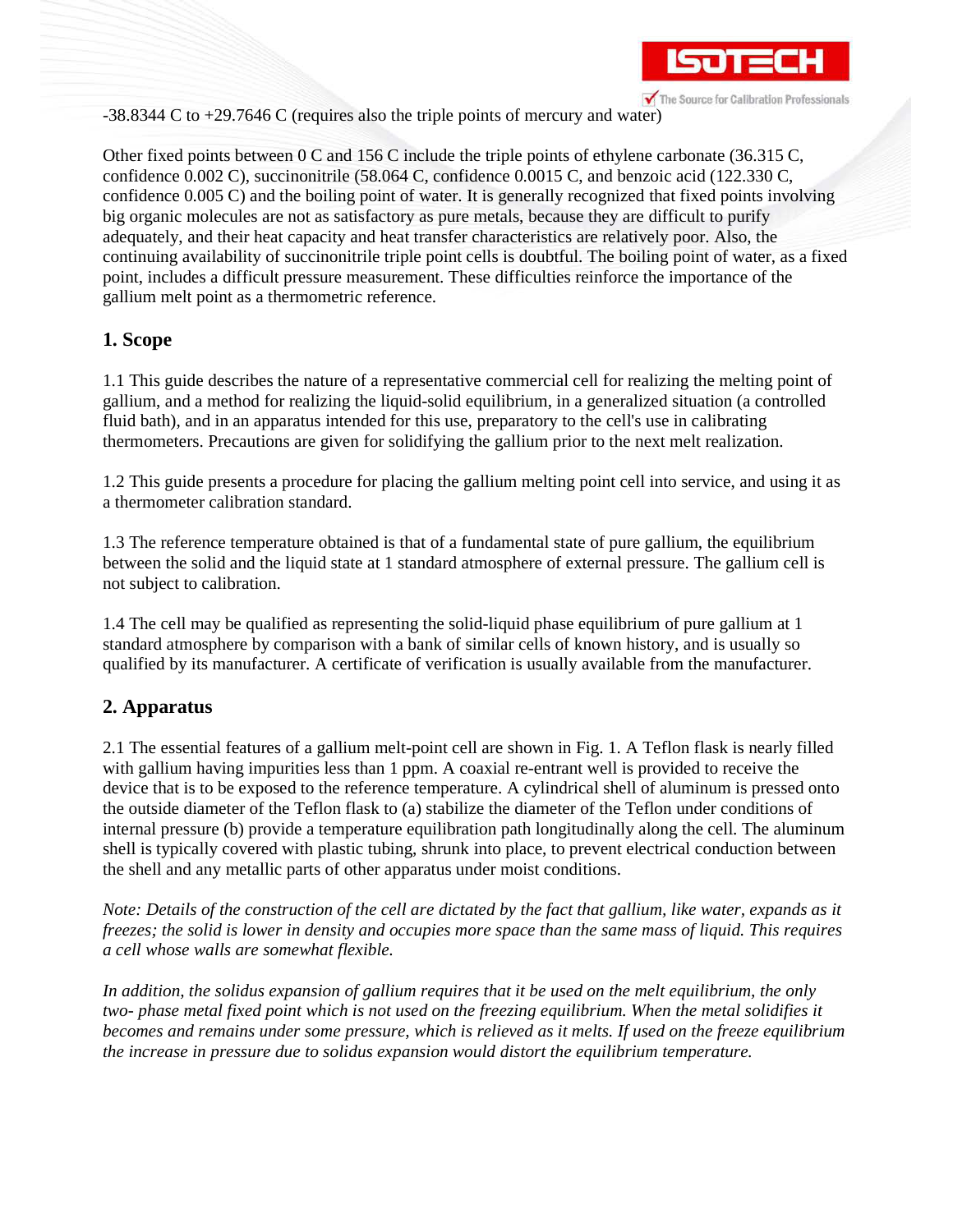-38.8344 C to +29.7646 C (requires also the triple points of mercury and water)

Other fixed points between 0 C and 156 C include the triple points of ethylene carbonate (36.315 C, confidence 0.002 C), succinonitrile (58.064 C, confidence 0.0015 C, and benzoic acid (122.330 C, confidence 0.005 C) and the boiling point of water. It is generally recognized that fixed points involving big organic molecules are not as satisfactory as pure metals, because they are difficult to purify adequately, and their heat capacity and heat transfer characteristics are relatively poor. Also, the continuing availability of succinonitrile triple point cells is doubtful. The boiling point of water, as a fixed point, includes a difficult pressure measurement. These difficulties reinforce the importance of the gallium melt point as a thermometric reference.

## 1. Scope

1.1 This guide describes the nature of a representative commercial cell for realizing the melting point of gallium, and a method for realizing the liquid-solid equilibrium, in a generalized situation (a controlled fluid bath), and in an apparatus intended for this use, preparatory to the cell's use in calibrating thermometers. Precautions are given for solidifying the gallium prior to the next melt realization.

1.2 This guide presents a procedure for placing the gallium melting point cell into service, and using it as a thermometer calibration standard.

1.3 The reference temperature obtained is that of a fundamental state of pure gallium, the equilibrium between the solid and the liquid state at 1 standard atmosphere of external pressure. The gallium cell is not subject to calibration.

1.4 The cell may be qualified as representing the solid-liquid phase equilibrium of pure gallium at 1 standard atmosphere by comparison with a bank of similar cells of known history, and is usually so qualified by its manufacturer. A certificate of verification is usually available from the manufacturer.

## 2. Apparatus

2.1 The essential features of a gallium melt-point cell are shown in Fig. 1. A Teflon flask is nearly filled with gallium having impurities less than 1 ppm. A coaxial re-entrant well is provided to receive the device that is to be exposed to the reference temperature. A cylindrical shell of aluminum is pressed onto the outside diameter of the Teflon flask to (a) stabilize the diameter of the Teflon under conditions of internal pressure (b) provide a temperature equilibration path longitudinally along the cell. The aluminum shell is typically covered with plastic tubing, shrunk into place, to prevent electrical conduction between the shell and any metallic parts of other apparatus under moist conditions.

*Note: Details of the construction of the cell are dictated by the fact that gallium, like water, expands as it freezes; the solid is lower in density and occupies more space than the same mass of liquid. This requires a cell whose walls are somewhat flexible.*

*In addition, the solidus expansion of gallium requires that it be used on the melt equilibrium, the only two- phase metal fixed point which is not used on the freezing equilibrium. When the metal solidifies it becomes and remains under some pressure, which is relieved as it melts. If used on the freeze equilibrium the increase in pressure due to solidus expansion would distort the equilibrium temperature.*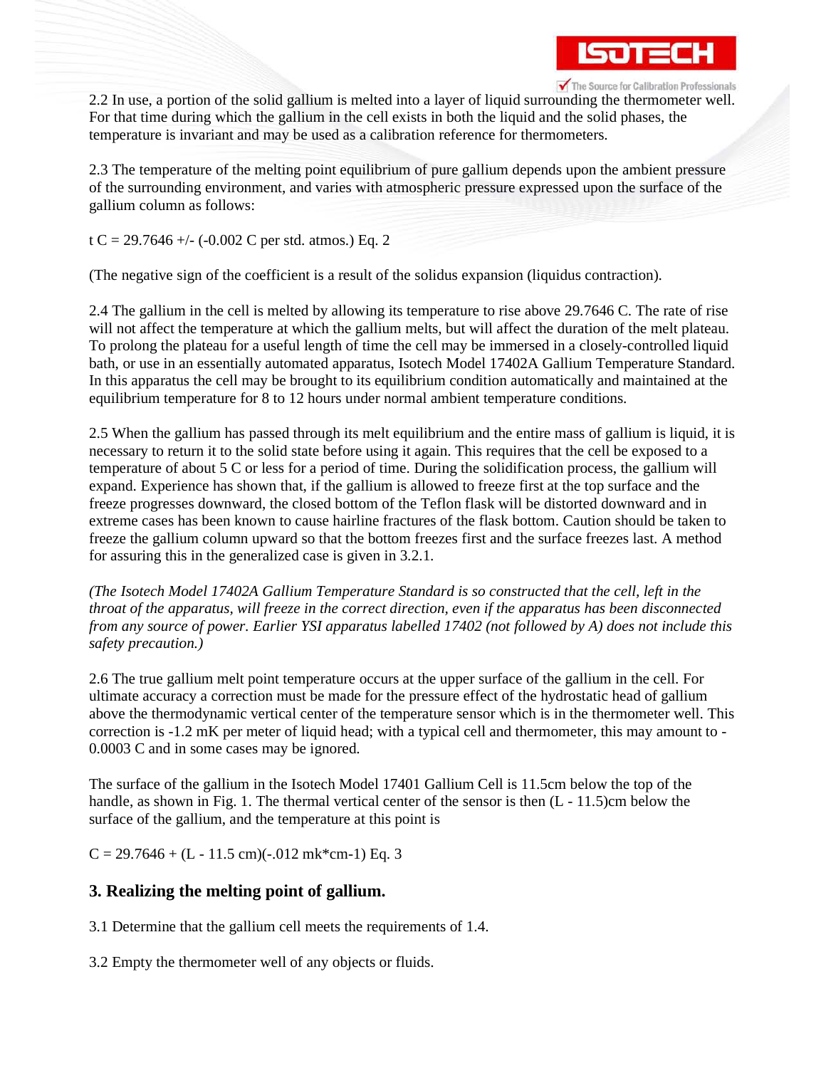2.2 In use, a portion of the solid gallium is melted into a layer of liquid surrounding the thermometer well. For that time during which the gallium in the cell exists in both the liquid and the solid phases, the temperature is invariant and may be used as a calibration reference for thermometers.

2.3 The temperature of the melting point equilibrium of pure gallium depends upon the ambient pressure of the surrounding environment, and varies with atmospheric pressure expressed upon the surface of the gallium column as follows:

t C = 29.7646 +/- (-0.002 C per std. atmos.) Eq. 2

(The negative sign of the coefficient is a result of the solidus expansion (liquidus contraction).

2.4 The gallium in the cell is melted by allowing its temperature to rise above 29.7646 C. The rate of rise will not affect the temperature at which the gallium melts, but will affect the duration of the melt plateau. To prolong the plateau for a useful length of time the cell may be immersed in a closely-controlled liquid bath, or use in an essentially automated apparatus, Isotech Model 17402A Gallium Temperature Standard. In this apparatus the cell may be brought to its equilibrium condition automatically and maintained at the equilibrium temperature for 8 to 12 hours under normal ambient temperature conditions.

2.5 When the gallium has passed through its melt equilibrium and the entire mass of gallium is liquid, it is necessary to return it to the solid state before using it again. This requires that the cell be exposed to a temperature of about 5 C or less for a period of time. During the solidification process, the gallium will expand. Experience has shown that, if the gallium is allowed to freeze first at the top surface and the freeze progresses downward, the closed bottom of the Teflon flask will be distorted downward and in extreme cases has been known to cause hairline fractures of the flask bottom. Caution should be taken to freeze the gallium column upward so that the bottom freezes first and the surface freezes last. A method for assuring this in the generalized case is given in 3.2.1.

*(The Isotech Model 17402A Gallium Temperature Standard is so constructed that the cell, left in the throat of the apparatus, will freeze in the correct direction, even if the apparatus has been disconnected from any source of power. Earlier YSI apparatus labelled 17402 (not followed by A) does not include this safety precaution.)*

2.6 The true gallium melt point temperature occurs at the upper surface of the gallium in the cell. For ultimate accuracy a correction must be made for the pressure effect of the hydrostatic head of gallium above the thermodynamic vertical center of the temperature sensor which is in the thermometer well. This correction is -1.2 mK per meter of liquid head; with a typical cell and thermometer, this may amount to -0.0003 C and in some cases may be ignored.

The surface of the gallium in the Isotech Model 17401 Gallium Cell is 11.5cm below the top of the handle, as shown in Fig. 1. The thermal vertical center of the sensor is then (L - 11.5)cm below the surface of the gallium, and the temperature at this point is

C = 29.7646 + (L - 11.5 cm)(-.012 mk*cm-1) Eq. 3

### 3. Realizing the melting point of gallium.

3.1 Determine that the gallium cell meets the requirements of 1.4.

3.2 Empty the thermometer well of any objects or fluids.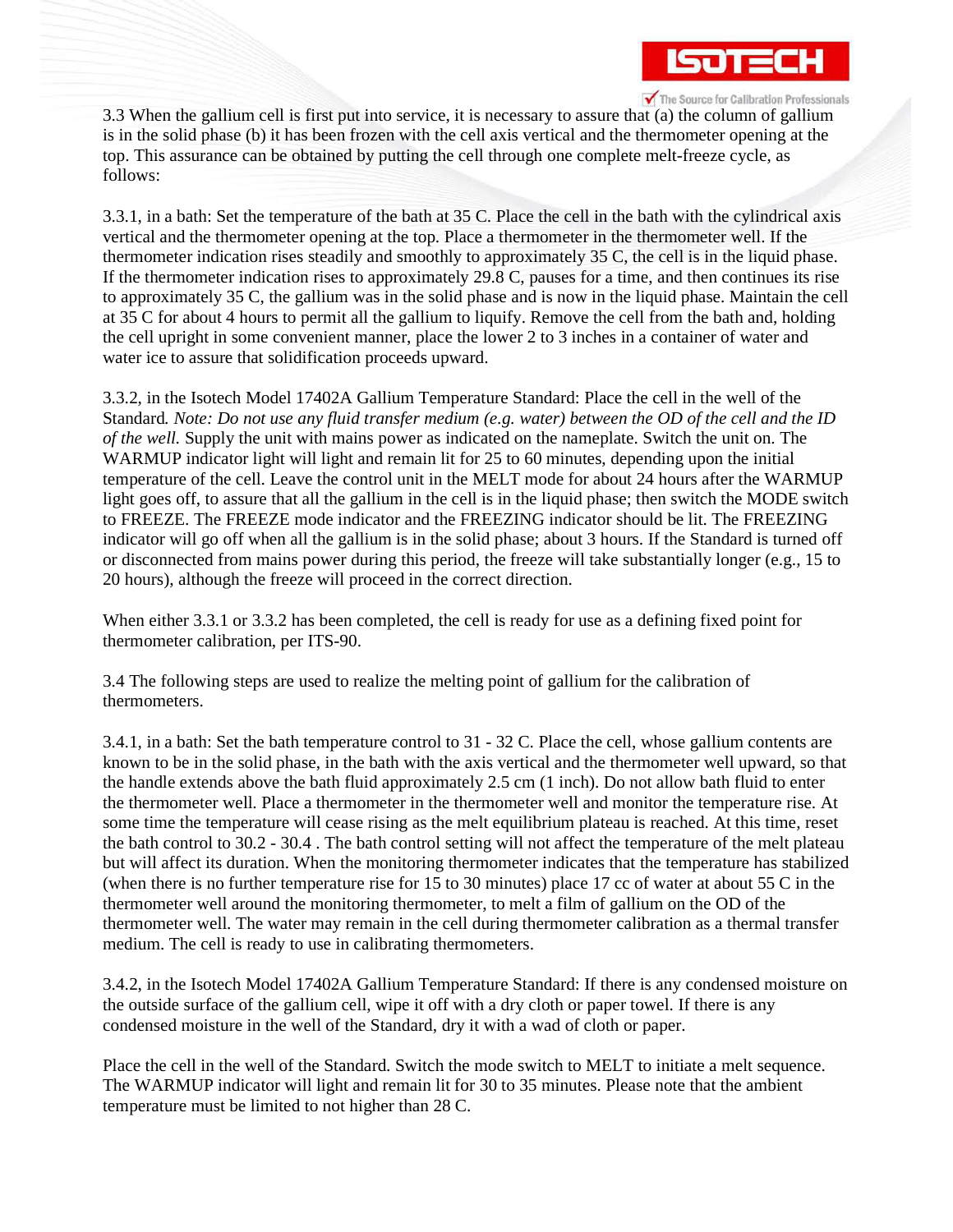3.3 When the gallium cell is first put into service, it is necessary to assure that (a) the column of gallium is in the solid phase (b) it has been frozen with the cell axis vertical and the thermometer opening at the top. This assurance can be obtained by putting the cell through one complete melt-freeze cycle, as follows:

3.3.1, in a bath: Set the temperature of the bath at 35 C. Place the cell in the bath with the cylindrical axis vertical and the thermometer opening at the top. Place a thermometer in the thermometer well. If the thermometer indication rises steadily and smoothly to approximately 35 C, the cell is in the liquid phase. If the thermometer indication rises to approximately 29.8 C, pauses for a time, and then continues its rise to approximately 35 C, the gallium was in the solid phase and is now in the liquid phase. Maintain the cell at 35 C for about 4 hours to permit all the gallium to liquify. Remove the cell from the bath and, holding the cell upright in some convenient manner, place the lower 2 to 3 inches in a container of water and water ice to assure that solidification proceeds upward.

3.3.2, in the Isotech Model 17402A Gallium Temperature Standard: Place the cell in the well of the Standard*. Note: Do not use any fluid transfer medium (e.g. water) between the OD of the cell and the ID of the well.* Supply the unit with mains power as indicated on the nameplate. Switch the unit on. The WARMUP indicator light will light and remain lit for 25 to 60 minutes, depending upon the initial temperature of the cell. Leave the control unit in the MELT mode for about 24 hours after the WARMUP light goes off, to assure that all the gallium in the cell is in the liquid phase; then switch the MODE switch to FREEZE. The FREEZE mode indicator and the FREEZING indicator should be lit. The FREEZING indicator will go off when all the gallium is in the solid phase; about 3 hours. If the Standard is turned off or disconnected from mains power during this period, the freeze will take substantially longer (e.g., 15 to 20 hours), although the freeze will proceed in the correct direction.

When either 3.3.1 or 3.3.2 has been completed, the cell is ready for use as a defining fixed point for thermometer calibration, per ITS-90.

3.4 The following steps are used to realize the melting point of gallium for the calibration of thermometers.

3.4.1, in a bath: Set the bath temperature control to 31 - 32 C. Place the cell, whose gallium contents are known to be in the solid phase, in the bath with the axis vertical and the thermometer well upward, so that the handle extends above the bath fluid approximately 2.5 cm (1 inch). Do not allow bath fluid to enter the thermometer well. Place a thermometer in the thermometer well and monitor the temperature rise. At some time the temperature will cease rising as the melt equilibrium plateau is reached. At this time, reset the bath control to 30.2 - 30.4 . The bath control setting will not affect the temperature of the melt plateau but will affect its duration. When the monitoring thermometer indicates that the temperature has stabilized (when there is no further temperature rise for 15 to 30 minutes) place 17 cc of water at about 55 C in the thermometer well around the monitoring thermometer, to melt a film of gallium on the OD of the thermometer well. The water may remain in the cell during thermometer calibration as a thermal transfer medium. The cell is ready to use in calibrating thermometers.

3.4.2, in the Isotech Model 17402A Gallium Temperature Standard: If there is any condensed moisture on the outside surface of the gallium cell, wipe it off with a dry cloth or paper towel. If there is any condensed moisture in the well of the Standard, dry it with a wad of cloth or paper.

Place the cell in the well of the Standard. Switch the mode switch to MELT to initiate a melt sequence. The WARMUP indicator will light and remain lit for 30 to 35 minutes. Please note that the ambient temperature must be limited to not higher than 28 C.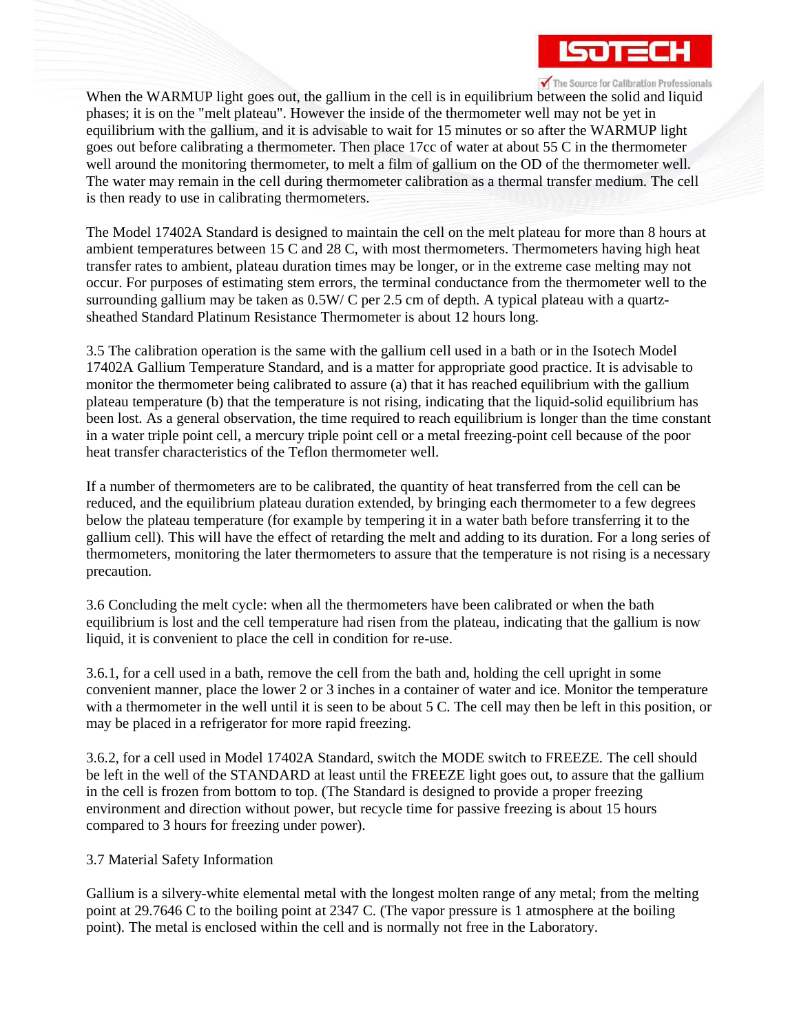When the WARMUP light goes out, the gallium in the cell is in equilibrium between the solid and liquid phases; it is on the "melt plateau". However the inside of the thermometer well may not be yet in equilibrium with the gallium, and it is advisable to wait for 15 minutes or so after the WARMUP light goes out before calibrating a thermometer. Then place 17cc of water at about 55 C in the thermometer well around the monitoring thermometer, to melt a film of gallium on the OD of the thermometer well. The water may remain in the cell during thermometer calibration as a thermal transfer medium. The cell is then ready to use in calibrating thermometers.

The Model 17402A Standard is designed to maintain the cell on the melt plateau for more than 8 hours at ambient temperatures between 15 C and 28 C, with most thermometers. Thermometers having high heat transfer rates to ambient, plateau duration times may be longer, or in the extreme case melting may not occur. For purposes of estimating stem errors, the terminal conductance from the thermometer well to the surrounding gallium may be taken as 0.5W/ C per 2.5 cm of depth. A typical plateau with a quartz-sheathed Standard Platinum Resistance Thermometer is about 12 hours long.

3.5 The calibration operation is the same with the gallium cell used in a bath or in the Isotech Model 17402A Gallium Temperature Standard, and is a matter for appropriate good practice. It is advisable to monitor the thermometer being calibrated to assure (a) that it has reached equilibrium with the gallium plateau temperature (b) that the temperature is not rising, indicating that the liquid-solid equilibrium has been lost. As a general observation, the time required to reach equilibrium is longer than the time constant in a water triple point cell, a mercury triple point cell or a metal freezing-point cell because of the poor heat transfer characteristics of the Teflon thermometer well.

If a number of thermometers are to be calibrated, the quantity of heat transferred from the cell can be reduced, and the equilibrium plateau duration extended, by bringing each thermometer to a few degrees below the plateau temperature (for example by tempering it in a water bath before transferring it to the gallium cell). This will have the effect of retarding the melt and adding to its duration. For a long series of thermometers, monitoring the later thermometers to assure that the temperature is not rising is a necessary precaution.

3.6 Concluding the melt cycle: when all the thermometers have been calibrated or when the bath equilibrium is lost and the cell temperature had risen from the plateau, indicating that the gallium is now liquid, it is convenient to place the cell in condition for re-use.

3.6.1, for a cell used in a bath, remove the cell from the bath and, holding the cell upright in some convenient manner, place the lower 2 or 3 inches in a container of water and ice. Monitor the temperature with a thermometer in the well until it is seen to be about 5 C. The cell may then be left in this position, or may be placed in a refrigerator for more rapid freezing.

3.6.2, for a cell used in Model 17402A Standard, switch the MODE switch to FREEZE. The cell should be left in the well of the STANDARD at least until the FREEZE light goes out, to assure that the gallium in the cell is frozen from bottom to top. (The Standard is designed to provide a proper freezing environment and direction without power, but recycle time for passive freezing is about 15 hours compared to 3 hours for freezing under power).

3.7 Material Safety Information

Gallium is a silvery-white elemental metal with the longest molten range of any metal; from the melting point at 29.7646 C to the boiling point at 2347 C. (The vapor pressure is 1 atmosphere at the boiling point). The metal is enclosed within the cell and is normally not free in the Laboratory.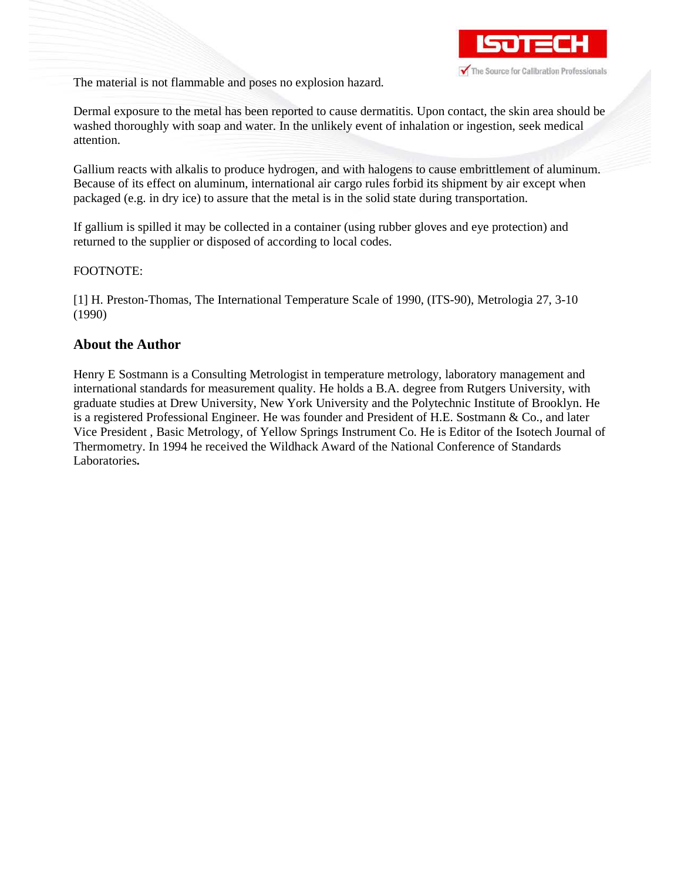The material is not flammable and poses no explosion hazard.

Dermal exposure to the metal has been reported to cause dermatitis. Upon contact, the skin area should be washed thoroughly with soap and water. In the unlikely event of inhalation or ingestion, seek medical attention.

Gallium reacts with alkalis to produce hydrogen, and with halogens to cause embrittlement of aluminum. Because of its effect on aluminum, international air cargo rules forbid its shipment by air except when packaged (e.g. in dry ice) to assure that the metal is in the solid state during transportation.

If gallium is spilled it may be collected in a container (using rubber gloves and eye protection) and returned to the supplier or disposed of according to local codes.

FOOTNOTE:

[1] H. Preston-Thomas, The International Temperature Scale of 1990, (ITS-90), Metrologia 27, 3-10 (1990)

### About the Author

Henry E Sostmann is a Consulting Metrologist in temperature metrology, laboratory management and international standards for measurement quality. He holds a B.A. degree from Rutgers University, with graduate studies at Drew University, New York University and the Polytechnic Institute of Brooklyn. He is a registered Professional Engineer. He was founder and President of H.E. Sostmann & Co., and later Vice President , Basic Metrology, of Yellow Springs Instrument Co. He is Editor of the Isotech Journal of Thermometry. In 1994 he received the Wildhack Award of the National Conference of Standards Laboratories**.**